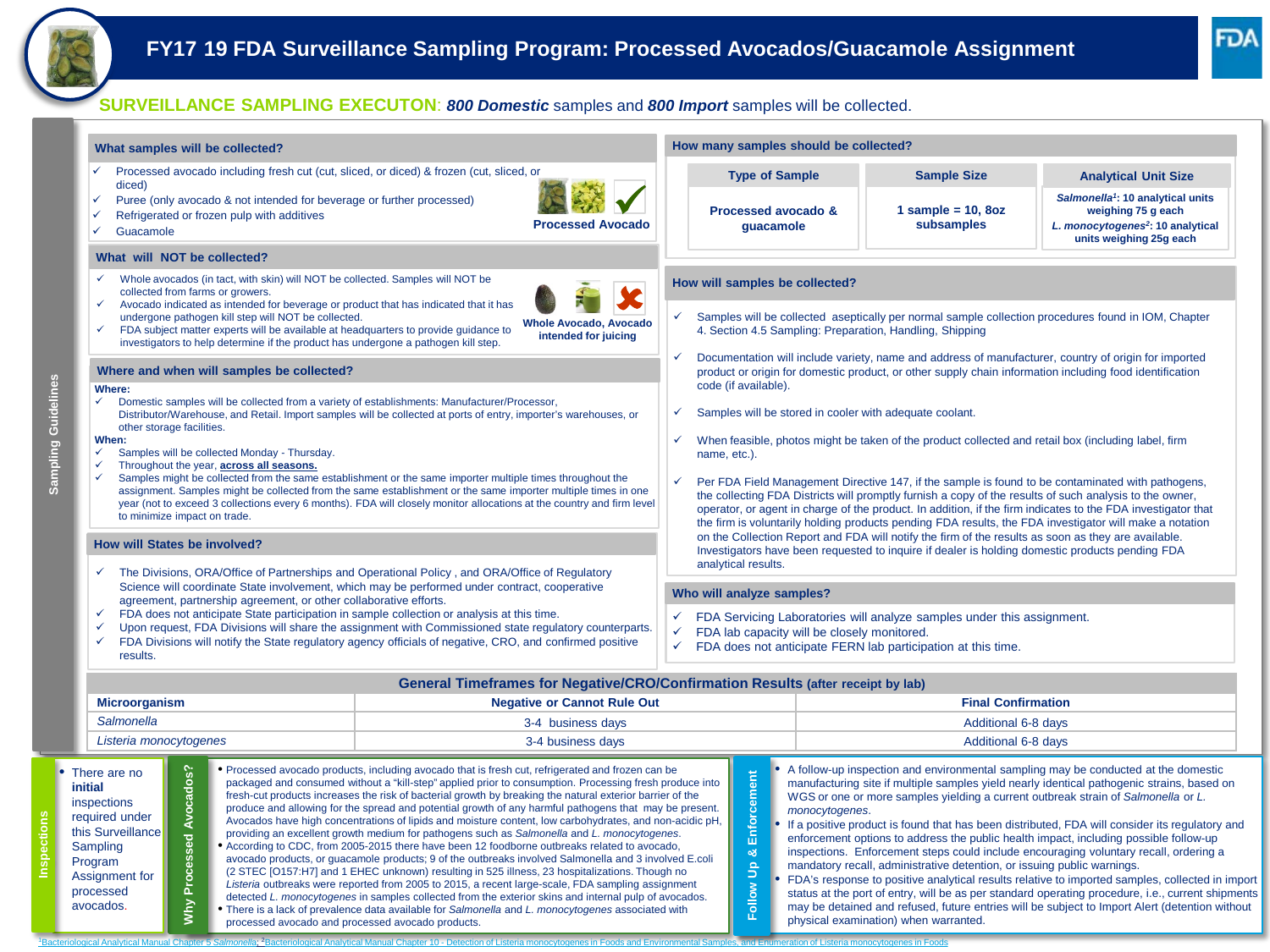# FY17 19 FDA Surveillance Sampling Program: Processed Avocados/Guacamole Assignment

**SURVEILLANCE SAMPLING EXECUTON**: ***800 Domestic*** samples and ***800 Import*** samples will be collected.

## Sampling Guidelines

### What samples will be collected?

- ✓ Processed avocado including fresh cut (cut, sliced, or diced) & frozen (cut, sliced, or diced)
- ✓ Puree (only avocado & not intended for beverage or further processed)
- ✓ Refrigerated or frozen pulp with additives
- ✓ Guacamole

**Processed Avocado**

### What will NOT be collected?

- ✓ Whole avocados (in tact, with skin) will NOT be collected. Samples will NOT be collected from farms or growers.
- ✓ Avocado indicated as intended for beverage or product that has indicated that it has undergone pathogen kill step will NOT be collected.
- ✓ FDA subject matter experts will be available at headquarters to provide guidance to investigators to help determine if the product has undergone a pathogen kill step.

**Whole Avocado, Avocado intended for juicing**

### Where and when will samples be collected?

**Where:**

- ✓ Domestic samples will be collected from a variety of establishments: Manufacturer/Processor, Distributor/Warehouse, and Retail. Import samples will be collected at ports of entry, importer's warehouses, or other storage facilities.

**When:**

- ✓ Samples will be collected Monday - Thursday.
- ✓ Throughout the year, **across all seasons.**
- ✓ Samples might be collected from the same establishment or the same importer multiple times throughout the assignment. Samples might be collected from the same establishment or the same importer multiple times in one year (not to exceed 3 collections every 6 months). FDA will closely monitor allocations at the country and firm level to minimize impact on trade.

### How will States be involved?

- ✓ The Divisions, ORA/Office of Partnerships and Operational Policy , and ORA/Office of Regulatory Science will coordinate State involvement, which may be performed under contract, cooperative agreement, partnership agreement, or other collaborative efforts.
- ✓ FDA does not anticipate State participation in sample collection or analysis at this time.
- ✓ Upon request, FDA Divisions will share the assignment with Commissioned state regulatory counterparts.
- ✓ FDA Divisions will notify the State regulatory agency officials of negative, CRO, and confirmed positive results.

### How many samples should be collected?

| Type of Sample | Sample Size | Analytical Unit Size |
|---|---|---|
| Processed avocado & guacamole | 1 sample = 10, 8oz subsamples | *Salmonella*[1]: 10 analytical units weighing 75 g each<br>*L. monocytogenes*[2]: 10 analytical units weighing 25g each |

### How will samples be collected?

- ✓ Samples will be collected aseptically per normal sample collection procedures found in IOM, Chapter 4. Section 4.5 Sampling: Preparation, Handling, Shipping
- ✓ Documentation will include variety, name and address of manufacturer, country of origin for imported product or origin for domestic product, or other supply chain information including food identification code (if available).
- ✓ Samples will be stored in cooler with adequate coolant.
- ✓ When feasible, photos might be taken of the product collected and retail box (including label, firm name, etc.).
- ✓ Per FDA Field Management Directive 147, if the sample is found to be contaminated with pathogens, the collecting FDA Districts will promptly furnish a copy of the results of such analysis to the owner, operator, or agent in charge of the product. In addition, if the firm indicates to the FDA investigator that the firm is voluntarily holding products pending FDA results, the FDA investigator will make a notation on the Collection Report and FDA will notify the firm of the results as soon as they are available. Investigators have been requested to inquire if dealer is holding domestic products pending FDA analytical results.

### Who will analyze samples?

- ✓ FDA Servicing Laboratories will analyze samples under this assignment.
- ✓ FDA lab capacity will be closely monitored.
- ✓ FDA does not anticipate FERN lab participation at this time.

### General Timeframes for Negative/CRO/Confirmation Results (after receipt by lab)

| Microorganism | Negative or Cannot Rule Out | Final Confirmation |
|---|---|---|
| *Salmonella* | 3-4 business days | Additional 6-8 days |
| *Listeria monocytogenes* | 3-4 business days | Additional 6-8 days |

## Inspections

- There are no **initial** inspections required under this Surveillance Sampling Program Assignment for processed avocados.

## Why Processed Avocados?

- Processed avocado products, including avocado that is fresh cut, refrigerated and frozen can be packaged and consumed without a "kill-step" applied prior to consumption. Processing fresh produce into fresh-cut products increases the risk of bacterial growth by breaking the natural exterior barrier of the produce and allowing for the spread and potential growth of any harmful pathogens that may be present. Avocados have high concentrations of lipids and moisture content, low carbohydrates, and non-acidic pH, providing an excellent growth medium for pathogens such as *Salmonella* and *L. monocytogenes*.
- According to CDC, from 2005-2015 there have been 12 foodborne outbreaks related to avocado, avocado products, or guacamole products; 9 of the outbreaks involved Salmonella and 3 involved E.coli (2 STEC [O157:H7] and 1 EHEC unknown) resulting in 525 illness, 23 hospitalizations. Though no *Listeria* outbreaks were reported from 2005 to 2015, a recent large-scale, FDA sampling assignment detected *L. monocytogenes* in samples collected from the exterior skins and internal pulp of avocados.
- There is a lack of prevalence data available for *Salmonella* and *L. monocytogenes* associated with processed avocado and processed avocado products.

## Follow Up & Enforcement

- A follow-up inspection and environmental sampling may be conducted at the domestic manufacturing site if multiple samples yield nearly identical pathogenic strains, based on WGS or one or more samples yielding a current outbreak strain of *Salmonella* or *L. monocytogenes*.
- If a positive product is found that has been distributed, FDA will consider its regulatory and enforcement options to address the public health impact, including possible follow-up inspections. Enforcement steps could include encouraging voluntary recall, ordering a mandatory recall, administrative detention, or issuing public warnings.
- FDA's response to positive analytical results relative to imported samples, collected in import status at the port of entry, will be as per standard operating procedure, i.e., current shipments may be detained and refused, future entries will be subject to Import Alert (detention without physical examination) when warranted.

[1]Bacteriological Analytical Manual Chapter 5 *Salmonella*; [2]Bacteriological Analytical Manual Chapter 10 - Detection of Listeria monocytogenes in Foods and Environmental Samples, and Enumeration of Listeria monocytogenes in Foods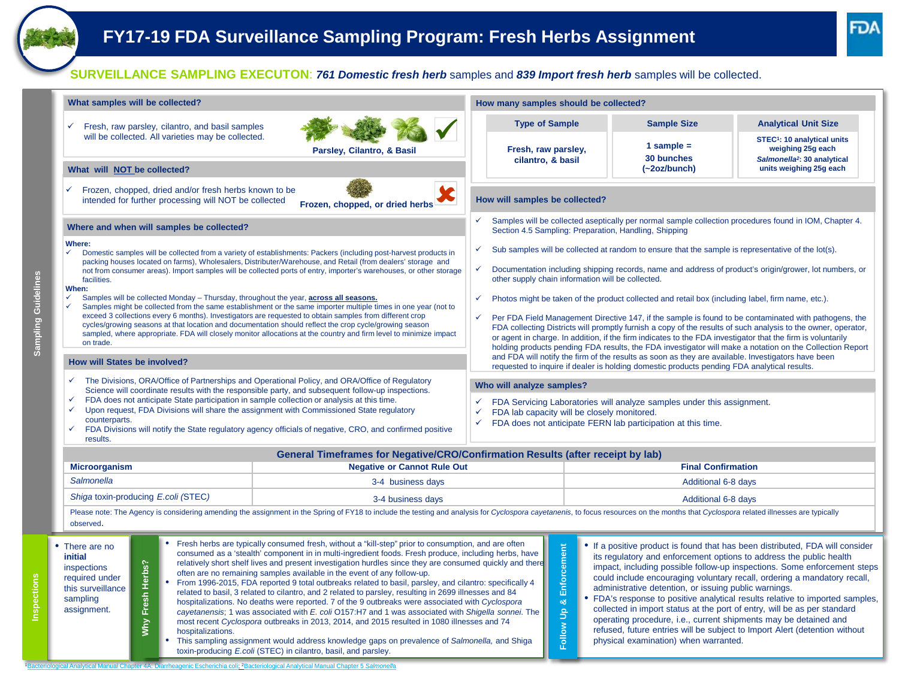# FY17-19 FDA Surveillance Sampling Program: Fresh Herbs Assignment

**SURVEILLANCE SAMPLING EXECUTON**: ***761 Domestic fresh herb*** samples and ***839 Import fresh herb*** samples will be collected.

## Sampling Guidelines

### What samples will be collected?

- ✓ Fresh, raw parsley, cilantro, and basil samples will be collected. All varieties may be collected.

**Parsley, Cilantro, & Basil**

### What will NOT be collected?

- ✓ Frozen, chopped, dried and/or fresh herbs known to be intended for further processing will NOT be collected

**Frozen, chopped, or dried herbs**

### Where and when will samples be collected?

**Where:**

- ✓ Domestic samples will be collected from a variety of establishments: Packers (including post-harvest products in packing houses located on farms), Wholesalers, Distributer/Warehouse, and Retail (from dealers' storage and not from consumer areas). Import samples will be collected ports of entry, importer's warehouses, or other storage facilities.

**When:**

- ✓ Samples will be collected Monday – Thursday, throughout the year, **across all seasons.**
- ✓ Samples might be collected from the same establishment or the same importer multiple times in one year (not to exceed 3 collections every 6 months). Investigators are requested to obtain samples from different crop cycles/growing seasons at that location and documentation should reflect the crop cycle/growing season sampled, where appropriate. FDA will closely monitor allocations at the country and firm level to minimize impact on trade.

### How will States be involved?

- ✓ The Divisions, ORA/Office of Partnerships and Operational Policy, and ORA/Office of Regulatory Science will coordinate results with the responsible party, and subsequent follow-up inspections.
- ✓ FDA does not anticipate State participation in sample collection or analysis at this time.
- ✓ Upon request, FDA Divisions will share the assignment with Commissioned State regulatory counterparts.
- ✓ FDA Divisions will notify the State regulatory agency officials of negative, CRO, and confirmed positive results.

### How many samples should be collected?

| Type of Sample | Sample Size | Analytical Unit Size |
|---|---|---|
| Fresh, raw parsley, cilantro, & basil | 1 sample = 30 bunches (~2oz/bunch) | STEC[1]: 10 analytical units weighing 25g each; *Salmonella*[2]: 30 analytical units weighing 25g each |

### How will samples be collected?

- ✓ Samples will be collected aseptically per normal sample collection procedures found in IOM, Chapter 4. Section 4.5 Sampling: Preparation, Handling, Shipping
- ✓ Sub samples will be collected at random to ensure that the sample is representative of the lot(s).
- ✓ Documentation including shipping records, name and address of product's origin/grower, lot numbers, or other supply chain information will be collected.
- ✓ Photos might be taken of the product collected and retail box (including label, firm name, etc.).
- ✓ Per FDA Field Management Directive 147, if the sample is found to be contaminated with pathogens, the FDA collecting Districts will promptly furnish a copy of the results of such analysis to the owner, operator, or agent in charge. In addition, if the firm indicates to the FDA investigator that the firm is voluntarily holding products pending FDA results, the FDA investigator will make a notation on the Collection Report and FDA will notify the firm of the results as soon as they are available. Investigators have been requested to inquire if dealer is holding domestic products pending FDA analytical results.

### Who will analyze samples?

- ✓ FDA Servicing Laboratories will analyze samples under this assignment.
- ✓ FDA lab capacity will be closely monitored.
- ✓ FDA does not anticipate FERN lab participation at this time.

### General Timeframes for Negative/CRO/Confirmation Results (after receipt by lab)

| Microorganism | Negative or Cannot Rule Out | Final Confirmation |
|---|---|---|
| *Salmonella* | 3-4 business days | Additional 6-8 days |
| *Shiga* toxin-producing *E.coli* (STEC) | 3-4 business days | Additional 6-8 days |

Please note: The Agency is considering amending the assignment in the Spring of FY18 to include the testing and analysis for *Cyclospora cayetanensis*, to focus resources on the months that *Cyclospora* related illnesses are typically observed.

## Inspections

- There are no **initial** inspections required under this surveillance sampling assignment.

## Why Fresh Herbs?

- Fresh herbs are typically consumed fresh, without a "kill-step" prior to consumption, and are often consumed as a 'stealth' component in in multi-ingredient foods. Fresh produce, including herbs, have relatively short shelf lives and present investigation hurdles since they are consumed quickly and there often are no remaining samples available in the event of any follow-up.
- From 1996-2015, FDA reported 9 total outbreaks related to basil, parsley, and cilantro: specifically 4 related to basil, 3 related to cilantro, and 2 related to parsley, resulting in 2699 illnesses and 84 hospitalizations. No deaths were reported. 7 of the 9 outbreaks were associated with *Cyclospora cayetanensis*; 1 was associated with *E. coli* O157:H7 and 1 was associated with *Shigella sonnei.* The most recent *Cyclospora* outbreaks in 2013, 2014, and 2015 resulted in 1080 illnesses and 74 hospitalizations.
- This sampling assignment would address knowledge gaps on prevalence of *Salmonella,* and Shiga toxin-producing *E.coli* (STEC) in cilantro, basil, and parsley.

## Follow Up & Enforcement

- If a positive product is found that has been distributed, FDA will consider its regulatory and enforcement options to address the public health impact, including possible follow-up inspections. Some enforcement steps could include encouraging voluntary recall, ordering a mandatory recall, administrative detention, or issuing public warnings.
- FDA's response to positive analytical results relative to imported samples, collected in import status at the port of entry, will be as per standard operating procedure, i.e., current shipments may be detained and refused, future entries will be subject to Import Alert (detention without physical examination) when warranted.

[1]Bacteriological Analytical Manual Chapter 4A: Diarrheagenic Escherichia coli; [2]Bacteriological Analytical Manual Chapter 5 *Salmonella*